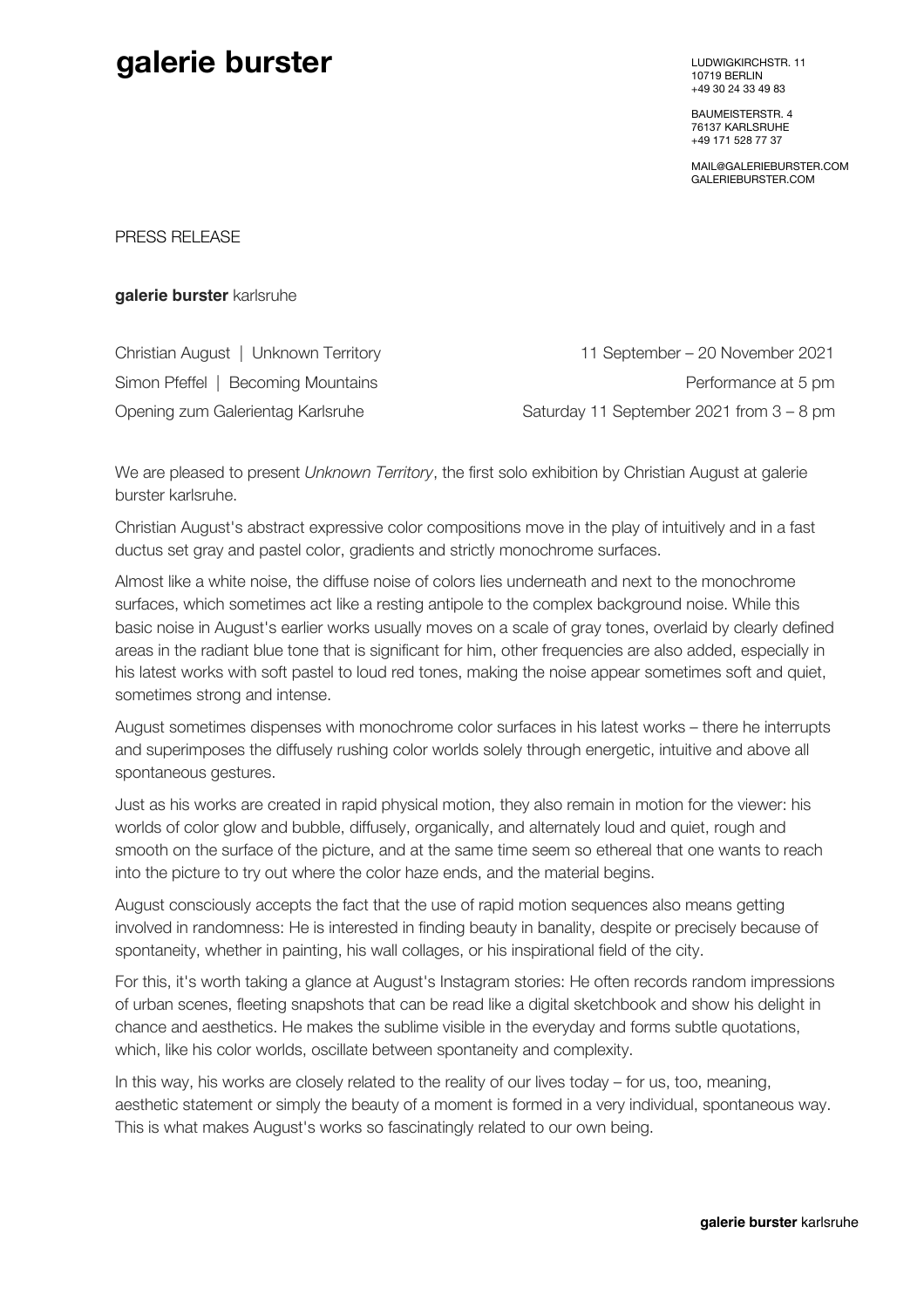# galerie burster

LUDWIGKIRCHSTR. 11
10719 BERLIN
+49 30 24 33 49 83

BAUMEISTERSTR. 4
76137 KARLSRUHE
+49 171 528 77 37

MAIL@GALERIEBURSTER.COM
GALERIEBURSTER.COM

PRESS RELEASE

**galerie burster** karlsruhe

| | |
|---|---|
| Christian August \| Unknown Territory | 11 September – 20 November 2021 |
| Simon Pfeffel \| Becoming Mountains | Performance at 5 pm |
| Opening zum Galerientag Karlsruhe | Saturday 11 September 2021 from 3 – 8 pm |

We are pleased to present *Unknown Territory*, the first solo exhibition by Christian August at galerie burster karlsruhe.

Christian August's abstract expressive color compositions move in the play of intuitively and in a fast ductus set gray and pastel color, gradients and strictly monochrome surfaces.

Almost like a white noise, the diffuse noise of colors lies underneath and next to the monochrome surfaces, which sometimes act like a resting antipole to the complex background noise. While this basic noise in August's earlier works usually moves on a scale of gray tones, overlaid by clearly defined areas in the radiant blue tone that is significant for him, other frequencies are also added, especially in his latest works with soft pastel to loud red tones, making the noise appear sometimes soft and quiet, sometimes strong and intense.

August sometimes dispenses with monochrome color surfaces in his latest works – there he interrupts and superimposes the diffusely rushing color worlds solely through energetic, intuitive and above all spontaneous gestures.

Just as his works are created in rapid physical motion, they also remain in motion for the viewer: his worlds of color glow and bubble, diffusely, organically, and alternately loud and quiet, rough and smooth on the surface of the picture, and at the same time seem so ethereal that one wants to reach into the picture to try out where the color haze ends, and the material begins.

August consciously accepts the fact that the use of rapid motion sequences also means getting involved in randomness: He is interested in finding beauty in banality, despite or precisely because of spontaneity, whether in painting, his wall collages, or his inspirational field of the city.

For this, it's worth taking a glance at August's Instagram stories: He often records random impressions of urban scenes, fleeting snapshots that can be read like a digital sketchbook and show his delight in chance and aesthetics. He makes the sublime visible in the everyday and forms subtle quotations, which, like his color worlds, oscillate between spontaneity and complexity.

In this way, his works are closely related to the reality of our lives today – for us, too, meaning, aesthetic statement or simply the beauty of a moment is formed in a very individual, spontaneous way. This is what makes August's works so fascinatingly related to our own being.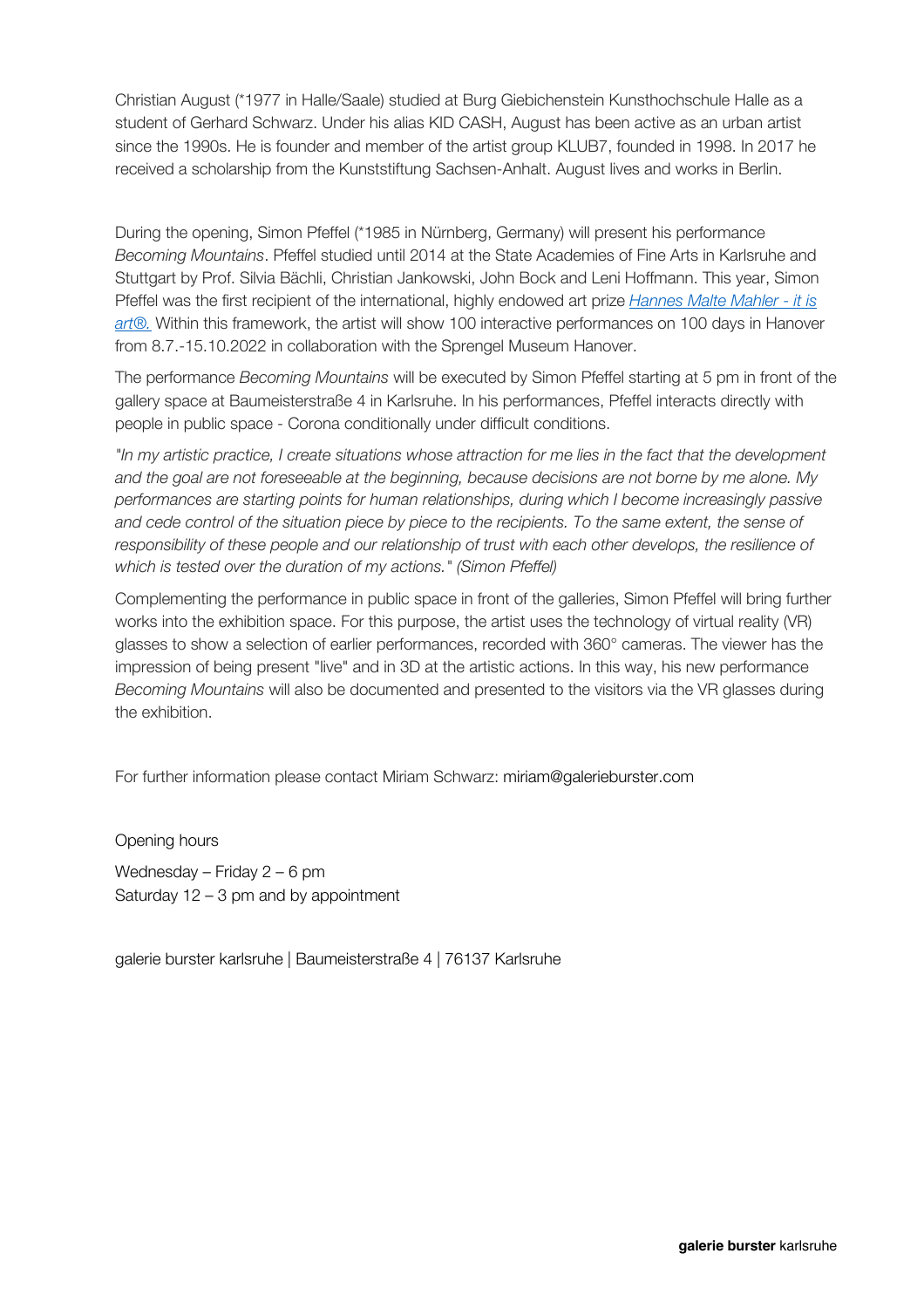Christian August (*1977 in Halle/Saale) studied at Burg Giebichenstein Kunsthochschule Halle as a student of Gerhard Schwarz. Under his alias KID CASH, August has been active as an urban artist since the 1990s. He is founder and member of the artist group KLUB7, founded in 1998. In 2017 he received a scholarship from the Kunststiftung Sachsen-Anhalt. August lives and works in Berlin.

During the opening, Simon Pfeffel (*1985 in Nürnberg, Germany) will present his performance *Becoming Mountains*. Pfeffel studied until 2014 at the State Academies of Fine Arts in Karlsruhe and Stuttgart by Prof. Silvia Bächli, Christian Jankowski, John Bock and Leni Hoffmann. This year, Simon Pfeffel was the first recipient of the international, highly endowed art prize *Hannes Malte Mahler - it is art®.* Within this framework, the artist will show 100 interactive performances on 100 days in Hanover from 8.7.-15.10.2022 in collaboration with the Sprengel Museum Hanover.

The performance *Becoming Mountains* will be executed by Simon Pfeffel starting at 5 pm in front of the gallery space at Baumeisterstraße 4 in Karlsruhe. In his performances, Pfeffel interacts directly with people in public space - Corona conditionally under difficult conditions.

*"In my artistic practice, I create situations whose attraction for me lies in the fact that the development and the goal are not foreseeable at the beginning, because decisions are not borne by me alone. My performances are starting points for human relationships, during which I become increasingly passive and cede control of the situation piece by piece to the recipients. To the same extent, the sense of responsibility of these people and our relationship of trust with each other develops, the resilience of which is tested over the duration of my actions." (Simon Pfeffel)*

Complementing the performance in public space in front of the galleries, Simon Pfeffel will bring further works into the exhibition space. For this purpose, the artist uses the technology of virtual reality (VR) glasses to show a selection of earlier performances, recorded with 360° cameras. The viewer has the impression of being present "live" and in 3D at the artistic actions. In this way, his new performance *Becoming Mountains* will also be documented and presented to the visitors via the VR glasses during the exhibition.

For further information please contact Miriam Schwarz: miriam@galerieburster.com

Opening hours

Wednesday – Friday 2 – 6 pm
Saturday 12 – 3 pm and by appointment

galerie burster karlsruhe | Baumeisterstraße 4 | 76137 Karlsruhe